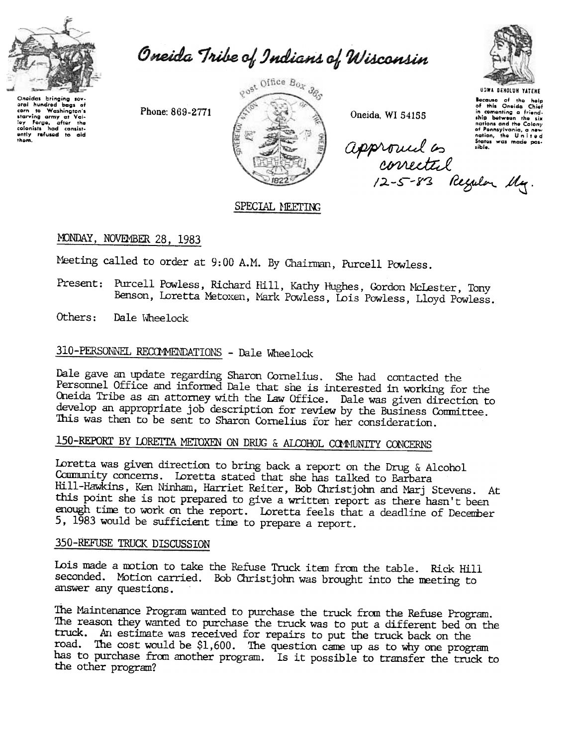# Oneida Tribe of Indians of Wisconsin

Oneidas bringing several hundred bags of corn to Washington's starving army at Valley Forge, after the colonists had consistently refused to aid them.

Phone: 869-2771

Post Office Box 365

Oneida, WI 54155

UGWA DEHOLUH YATEHE

Because of the help of this Oneida Chief in cementing a friendship between the six nations and the Colony of Pennsylvania, a new nation, the United States was made possible.

approved as corrected 12-5-83 Regular Mtg.

## SPECIAL MEETING

MONDAY, NOVEMBER 28, 1983

Meeting called to order at 9:00 A.M. By Chairman, Purcell Powless.

Present: Purcell Powless, Richard Hill, Kathy Hughes, Gordon McLester, Tony Benson, Loretta Metoxen, Mark Powless, Lois Powless, Lloyd Powless.

Others: Dale Wheelock

### 310-PERSONNEL RECOMMENDATIONS - Dale Wheelock

Dale gave an update regarding Sharon Cornelius. She had contacted the Personnel Office and informed Dale that she is interested in working for the Oneida Tribe as an attorney with the Law Office. Dale was given direction to develop an appropriate job description for review by the Business Committee. This was then to be sent to Sharon Cornelius for her consideration.

### 150-REPORT BY LORETTA METOXEN ON DRUG & ALCOHOL COMMUNITY CONCERNS

Loretta was given direction to bring back a report on the Drug & Alcohol Community concerns. Loretta stated that she has talked to Barbara Hill-Hawkins, Ken Ninham, Harriet Reiter, Bob Christjohn and Marj Stevens. At this point she is not prepared to give a written report as there hasn't been enough time to work on the report. Loretta feels that a deadline of December 5, 1983 would be sufficient time to prepare a report.

### 350-REFUSE TRUCK DISCUSSION

Lois made a motion to take the Refuse Truck item from the table. Rick Hill seconded. Motion carried. Bob Christjohn was brought into the meeting to answer any questions.

The Maintenance Program wanted to purchase the truck from the Refuse Program. The reason they wanted to purchase the truck was to put a different bed on the truck. An estimate was received for repairs to put the truck back on the road. The cost would be $1,600. The question came up as to why one program has to purchase from another program. Is it possible to transfer the truck to the other program?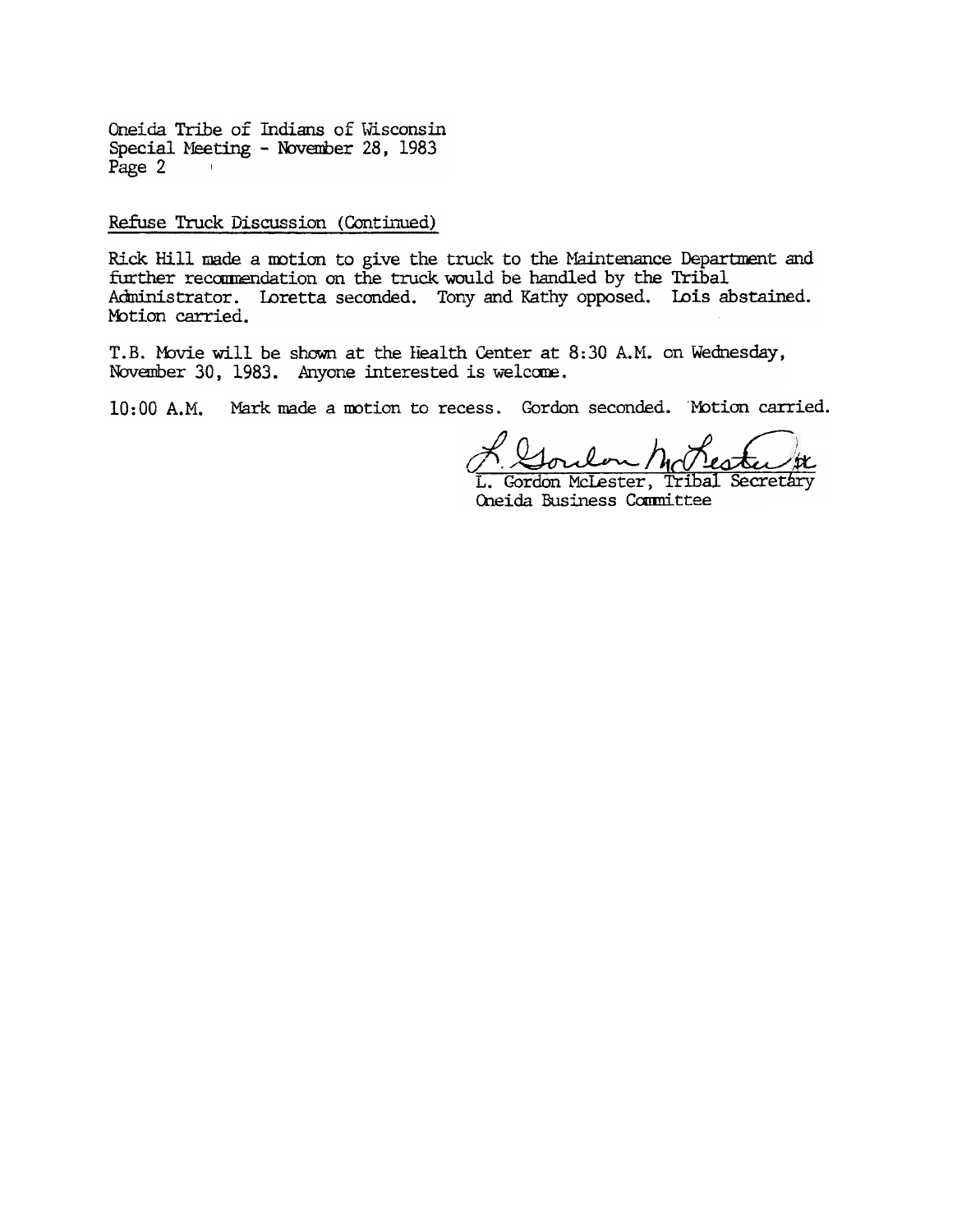Oneida Tribe of Indians of Wisconsin
Special Meeting - November 28, 1983

Refuse Truck Discussion (Continued)

Rick Hill made a motion to give the truck to the Maintenance Department and further recommendation on the truck would be handled by the Tribal Administrator. Loretta seconded. Tony and Kathy opposed. Lois abstained. Motion carried.

T.B. Movie will be shown at the Health Center at 8:30 A.M. on Wednesday, November 30, 1983. Anyone interested is welcome.

10:00 A.M. Mark made a motion to recess. Gordon seconded. Motion carried.

L. Gordon McLester, Tribal Secretary
Oneida Business Committee